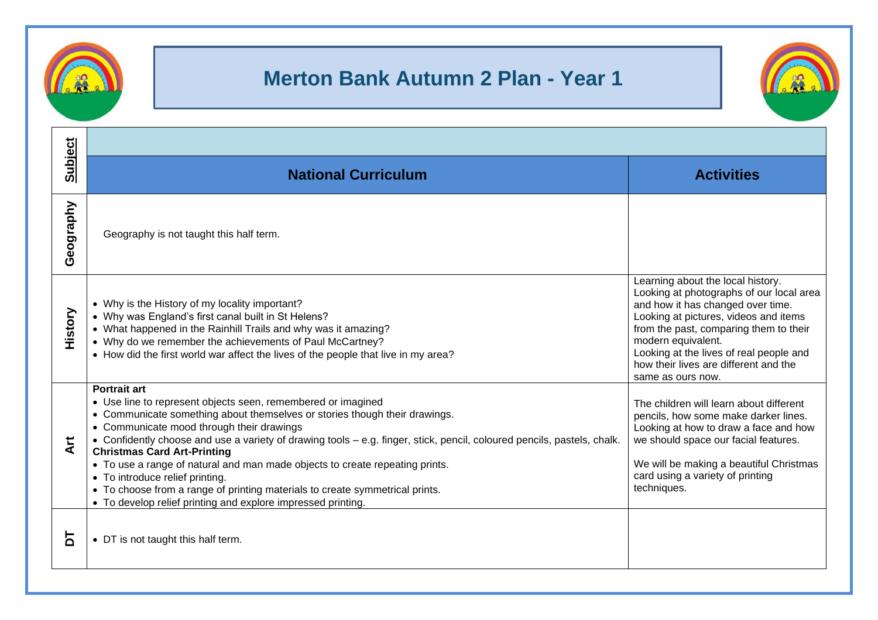# Merton Bank Autumn 2 Plan - Year 1

| Subject | National Curriculum | Activities |
|---|---|---|
| Geography | Geography is not taught this half term. | |
| History | • Why is the History of my locality important?<br>• Why was England's first canal built in St Helens?<br>• What happened in the Rainhill Trails and why was it amazing?<br>• Why do we remember the achievements of Paul McCartney?<br>• How did the first world war affect the lives of the people that live in my area? | Learning about the local history.<br>Looking at photographs of our local area and how it has changed over time.<br>Looking at pictures, videos and items from the past, comparing them to their modern equivalent.<br>Looking at the lives of real people and how their lives are different and the same as ours now. |
| Art | **Portrait art**<br>• Use line to represent objects seen, remembered or imagined<br>• Communicate something about themselves or stories though their drawings.<br>• Communicate mood through their drawings<br>• Confidently choose and use a variety of drawing tools – e.g. finger, stick, pencil, coloured pencils, pastels, chalk.<br>**Christmas Card Art-Printing**<br>• To use a range of natural and man made objects to create repeating prints.<br>• To introduce relief printing.<br>• To choose from a range of printing materials to create symmetrical prints.<br>• To develop relief printing and explore impressed printing. | The children will learn about different pencils, how some make darker lines.<br>Looking at how to draw a face and how we should space our facial features.<br><br>We will be making a beautiful Christmas card using a variety of printing techniques. |
| DT | • DT is not taught this half term. | |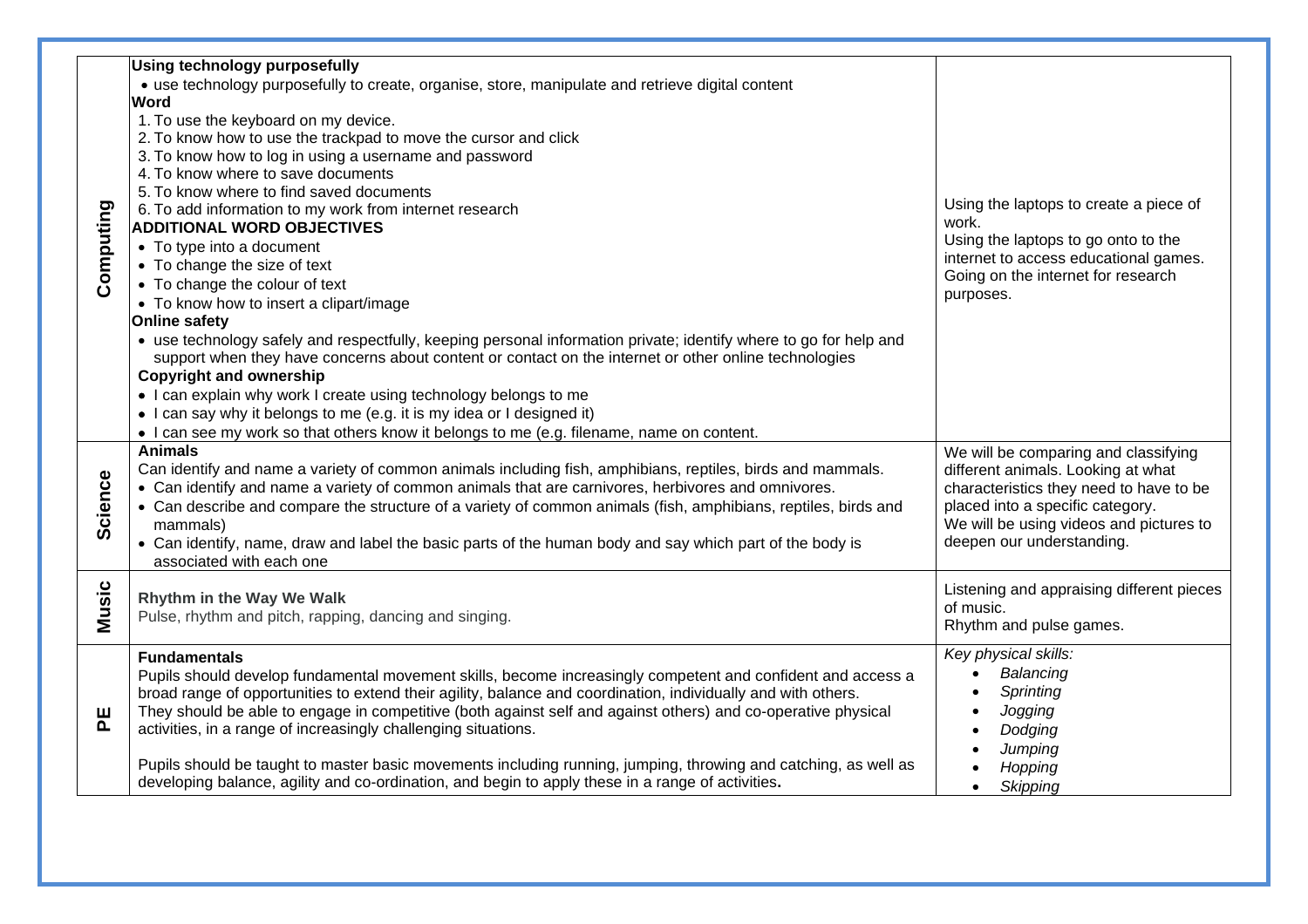| | | |
|---|---|---|
| **Computing** | **Using technology purposefully**<br>• use technology purposefully to create, organise, store, manipulate and retrieve digital content<br>**Word**<br>1. To use the keyboard on my device.<br>2. To know how to use the trackpad to move the cursor and click<br>3. To know how to log in using a username and password<br>4. To know where to save documents<br>5. To know where to find saved documents<br>6. To add information to my work from internet research<br>**ADDITIONAL WORD OBJECTIVES**<br>• To type into a document<br>• To change the size of text<br>• To change the colour of text<br>• To know how to insert a clipart/image<br>**Online safety**<br>• use technology safely and respectfully, keeping personal information private; identify where to go for help and support when they have concerns about content or contact on the internet or other online technologies<br>**Copyright and ownership**<br>• I can explain why work I create using technology belongs to me<br>• I can say why it belongs to me (e.g. it is my idea or I designed it)<br>• I can see my work so that others know it belongs to me (e.g. filename, name on content. | Using the laptops to create a piece of work.<br>Using the laptops to go onto to the internet to access educational games.<br>Going on the internet for research purposes. |
| **Science** | **Animals**<br>Can identify and name a variety of common animals including fish, amphibians, reptiles, birds and mammals.<br>• Can identify and name a variety of common animals that are carnivores, herbivores and omnivores.<br>• Can describe and compare the structure of a variety of common animals (fish, amphibians, reptiles, birds and mammals)<br>• Can identify, name, draw and label the basic parts of the human body and say which part of the body is associated with each one | We will be comparing and classifying different animals. Looking at what characteristics they need to have to be placed into a specific category.<br>We will be using videos and pictures to deepen our understanding. |
| **Music** | **Rhythm in the Way We Walk**<br>Pulse, rhythm and pitch, rapping, dancing and singing. | Listening and appraising different pieces of music.<br>Rhythm and pulse games. |
| **PE** | **Fundamentals**<br>Pupils should develop fundamental movement skills, become increasingly competent and confident and access a broad range of opportunities to extend their agility, balance and coordination, individually and with others. They should be able to engage in competitive (both against self and against others) and co-operative physical activities, in a range of increasingly challenging situations.<br><br>Pupils should be taught to master basic movements including running, jumping, throwing and catching, as well as developing balance, agility and co-ordination, and begin to apply these in a range of activities. | *Key physical skills:*<br>• *Balancing*<br>• *Sprinting*<br>• *Jogging*<br>• *Dodging*<br>• *Jumping*<br>• *Hopping*<br>• *Skipping* |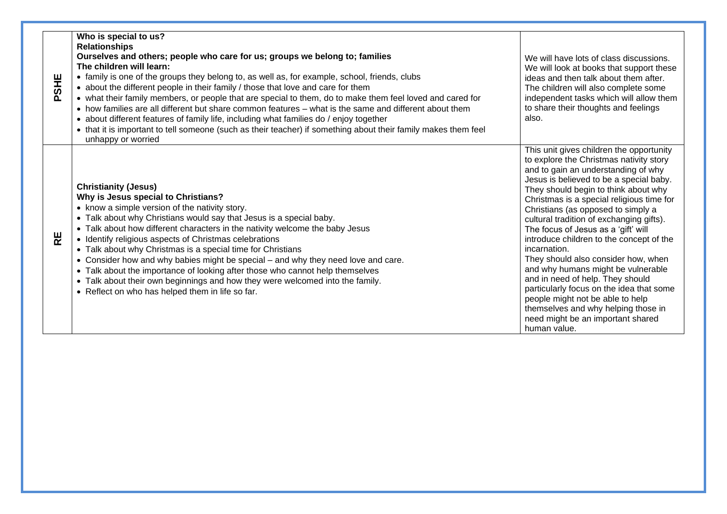| | | |
|---|---|---|
| **PSHE** | **Who is special to us?**<br>**Relationships**<br>**Ourselves and others; people who care for us; groups we belong to; families**<br>**The children will learn:**<br>• family is one of the groups they belong to, as well as, for example, school, friends, clubs<br>• about the different people in their family / those that love and care for them<br>• what their family members, or people that are special to them, do to make them feel loved and cared for<br>• how families are all different but share common features – what is the same and different about them<br>• about different features of family life, including what families do / enjoy together<br>• that it is important to tell someone (such as their teacher) if something about their family makes them feel unhappy or worried | We will have lots of class discussions. We will look at books that support these ideas and then talk about them after. The children will also complete some independent tasks which will allow them to share their thoughts and feelings also. |
| **RE** | **Christianity (Jesus)**<br>**Why is Jesus special to Christians?**<br>• know a simple version of the nativity story.<br>• Talk about why Christians would say that Jesus is a special baby.<br>• Talk about how different characters in the nativity welcome the baby Jesus<br>• Identify religious aspects of Christmas celebrations<br>• Talk about why Christmas is a special time for Christians<br>• Consider how and why babies might be special – and why they need love and care.<br>• Talk about the importance of looking after those who cannot help themselves<br>• Talk about their own beginnings and how they were welcomed into the family.<br>• Reflect on who has helped them in life so far. | This unit gives children the opportunity to explore the Christmas nativity story and to gain an understanding of why Jesus is believed to be a special baby. They should begin to think about why Christmas is a special religious time for Christians (as opposed to simply a cultural tradition of exchanging gifts). The focus of Jesus as a 'gift' will introduce children to the concept of the incarnation.<br>They should also consider how, when and why humans might be vulnerable and in need of help. They should particularly focus on the idea that some people might not be able to help themselves and why helping those in need might be an important shared human value. |